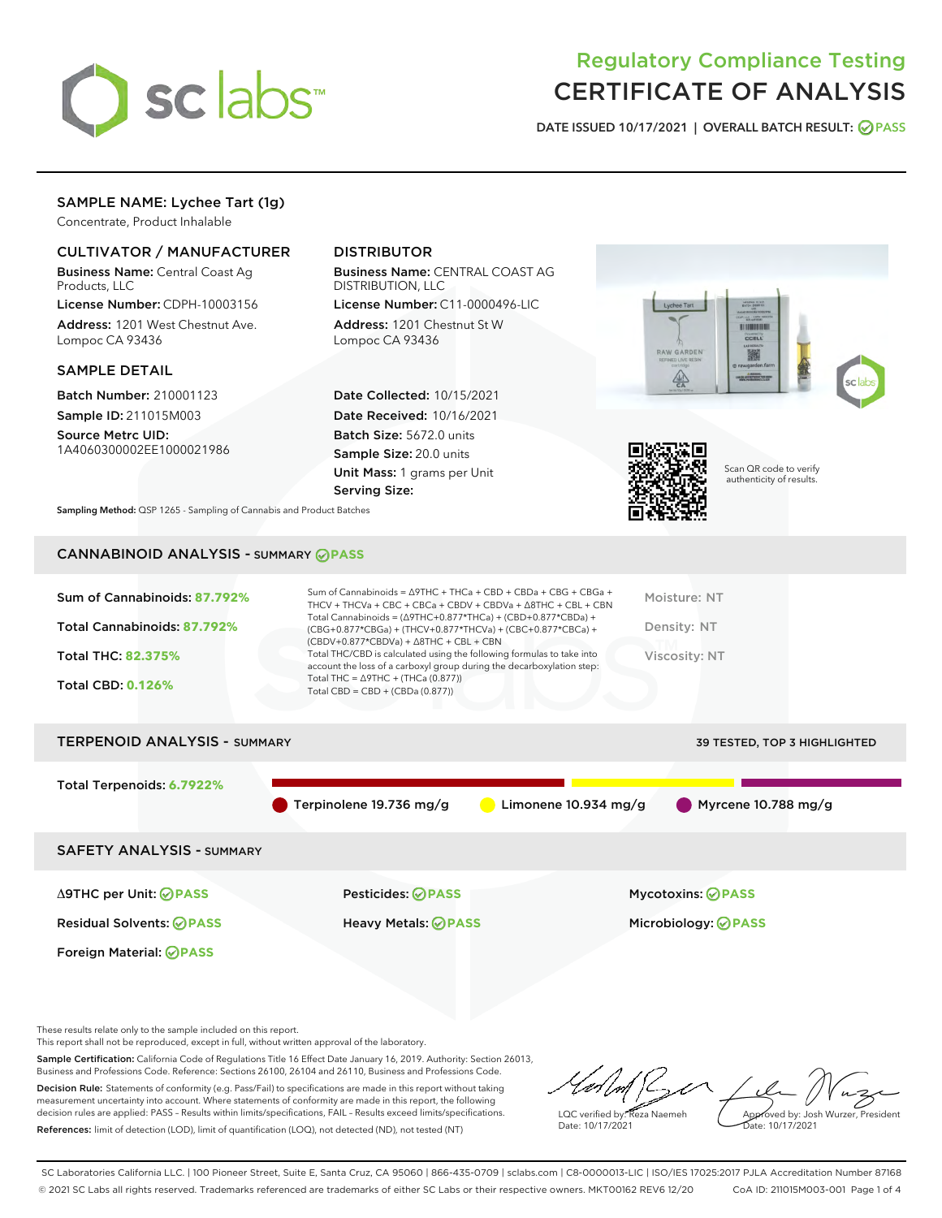# Regulatory Compliance Testing
# CERTIFICATE OF ANALYSIS

DATE ISSUED 10/17/2021 | OVERALL BATCH RESULT: PASS

## SAMPLE NAME: Lychee Tart (1g)

Concentrate, Product Inhalable

### CULTIVATOR / MANUFACTURER

**Business Name:** Central Coast Ag Products, LLC

**License Number:** CDPH-10003156

**Address:** 1201 West Chestnut Ave. Lompoc CA 93436

### DISTRIBUTOR

**Business Name:** CENTRAL COAST AG DISTRIBUTION, LLC

**License Number:** C11-0000496-LIC

**Address:** 1201 Chestnut St W Lompoc CA 93436

### SAMPLE DETAIL

**Batch Number:** 210001123

**Sample ID:** 211015M003

**Source Metrc UID:** 1A4060300002EE1000021986

**Date Collected:** 10/15/2021

**Date Received:** 10/16/2021

**Batch Size:** 5672.0 units

**Sample Size:** 20.0 units

**Unit Mass:** 1 grams per Unit

**Serving Size:**

Scan QR code to verify authenticity of results.

**Sampling Method:** QSP 1265 - Sampling of Cannabis and Product Batches

## CANNABINOID ANALYSIS - SUMMARY PASS

Sum of Cannabinoids: **87.792%**

Total Cannabinoids: **87.792%**

Total THC: **82.375%**

Total CBD: **0.126%**

Sum of Cannabinoids = Δ9THC + THCa + CBD + CBDa + CBG + CBGa + THCV + THCVa + CBC + CBCa + CBDV + CBDVa + Δ8THC + CBL + CBN
Total Cannabinoids = (Δ9THC+0.877*THCa) + (CBD+0.877*CBDa) + (CBG+0.877*CBGa) + (THCV+0.877*THCVa) + (CBC+0.877*CBCa) + (CBDV+0.877*CBDVa) + Δ8THC + CBL + CBN
Total THC/CBD is calculated using the following formulas to take into account the loss of a carboxyl group during the decarboxylation step:
Total THC = Δ9THC + (THCa (0.877))
Total CBD = CBD + (CBDa (0.877))

Moisture: NT

Density: NT

Viscosity: NT

## TERPENOID ANALYSIS - SUMMARY

39 TESTED, TOP 3 HIGHLIGHTED

Total Terpenoids: **6.7922%**

- Terpinolene 19.736 mg/g
- Limonene 10.934 mg/g
- Myrcene 10.788 mg/g

## SAFETY ANALYSIS - SUMMARY

| | | |
|---|---|---|
| Δ9THC per Unit: PASS | Pesticides: PASS | Mycotoxins: PASS |
| Residual Solvents: PASS | Heavy Metals: PASS | Microbiology: PASS |
| Foreign Material: PASS | | |

These results relate only to the sample included on this report.
This report shall not be reproduced, except in full, without written approval of the laboratory.

**Sample Certification:** California Code of Regulations Title 16 Effect Date January 16, 2019. Authority: Section 26013, Business and Professions Code. Reference: Sections 26100, 26104 and 26110, Business and Professions Code.

**Decision Rule:** Statements of conformity (e.g. Pass/Fail) to specifications are made in this report without taking measurement uncertainty into account. Where statements of conformity are made in this report, the following decision rules are applied: PASS - Results within limits/specifications, FAIL - Results exceed limits/specifications.

**References:** limit of detection (LOD), limit of quantification (LOQ), not detected (ND), not tested (NT)

LQC verified by: Reza Naemeh
Date: 10/17/2021

Approved by: Josh Wurzer, President
Date: 10/17/2021

SC Laboratories California LLC. | 100 Pioneer Street, Suite E, Santa Cruz, CA 95060 | 866-435-0709 | sclabs.com | C8-0000013-LIC | ISO/IES 17025:2017 PJLA Accreditation Number 87168
© 2021 SC Labs all rights reserved. Trademarks referenced are trademarks of either SC Labs or their respective owners. MKT00162 REV6 12/20 CoA ID: 211015M003-001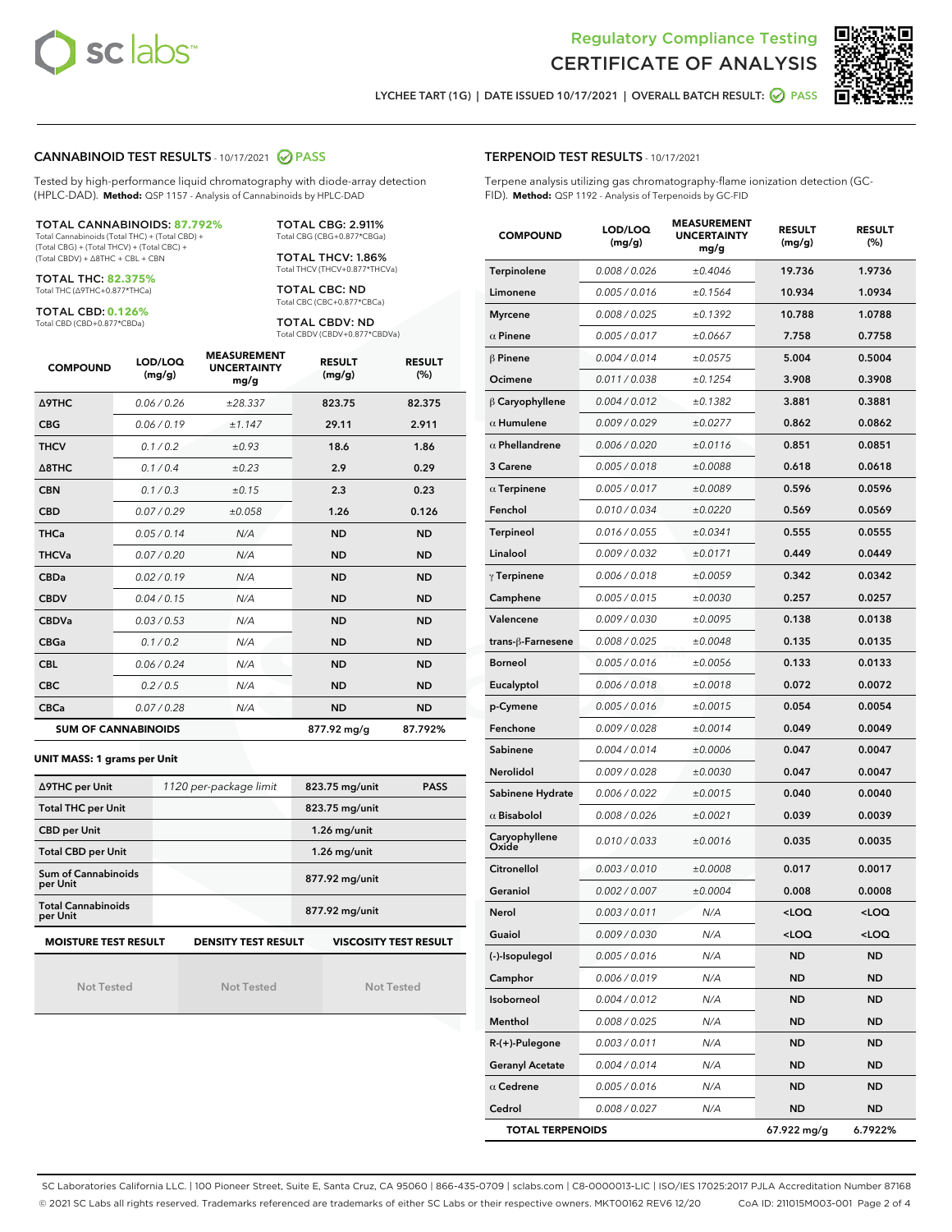Regulatory Compliance Testing
CERTIFICATE OF ANALYSIS

LYCHEE TART (1G) | DATE ISSUED 10/17/2021 | OVERALL BATCH RESULT: PASS

## CANNABINOID TEST RESULTS - 10/17/2021 PASS

Tested by high-performance liquid chromatography with diode-array detection (HPLC-DAD). **Method:** QSP 1157 - Analysis of Cannabinoids by HPLC-DAD

**TOTAL CANNABINOIDS: 87.792%**
Total Cannabinoids (Total THC) + (Total CBD) + (Total CBG) + (Total THCV) + (Total CBC) + (Total CBDV) + Δ8THC + CBL + CBN

**TOTAL THC: 82.375%**
Total THC (Δ9THC+0.877*THCa)

**TOTAL CBD: 0.126%**
Total CBD (CBD+0.877*CBDa)

**TOTAL CBG: 2.911%**
Total CBG (CBG+0.877*CBGa)

**TOTAL THCV: 1.86%**
Total THCV (THCV+0.877*THCVa)

**TOTAL CBC: ND**
Total CBC (CBC+0.877*CBCa)

**TOTAL CBDV: ND**
Total CBDV (CBDV+0.877*CBDVa)

| COMPOUND | LOD/LOQ (mg/g) | MEASUREMENT UNCERTAINTY mg/g | RESULT (mg/g) | RESULT (%) |
|---|---|---|---|---|
| Δ9THC | 0.06 / 0.26 | ±28.337 | 823.75 | 82.375 |
| CBG | 0.06 / 0.19 | ±1.147 | 29.11 | 2.911 |
| THCV | 0.1 / 0.2 | ±0.93 | 18.6 | 1.86 |
| Δ8THC | 0.1 / 0.4 | ±0.23 | 2.9 | 0.29 |
| CBN | 0.1 / 0.3 | ±0.15 | 2.3 | 0.23 |
| CBD | 0.07 / 0.29 | ±0.058 | 1.26 | 0.126 |
| THCa | 0.05 / 0.14 | N/A | ND | ND |
| THCVa | 0.07 / 0.20 | N/A | ND | ND |
| CBDa | 0.02 / 0.19 | N/A | ND | ND |
| CBDV | 0.04 / 0.15 | N/A | ND | ND |
| CBDVa | 0.03 / 0.53 | N/A | ND | ND |
| CBGa | 0.1 / 0.2 | N/A | ND | ND |
| CBL | 0.06 / 0.24 | N/A | ND | ND |
| CBC | 0.2 / 0.5 | N/A | ND | ND |
| CBCa | 0.07 / 0.28 | N/A | ND | ND |
| **SUM OF CANNABINOIDS** | | | 877.92 mg/g | 87.792% |

**UNIT MASS: 1 grams per Unit**

| | | | |
|---|---|---|---|
| Δ9THC per Unit | 1120 per-package limit | 823.75 mg/unit | PASS |
| Total THC per Unit | | 823.75 mg/unit | |
| CBD per Unit | | 1.26 mg/unit | |
| Total CBD per Unit | | 1.26 mg/unit | |
| Sum of Cannabinoids per Unit | | 877.92 mg/unit | |
| Total Cannabinoids per Unit | | 877.92 mg/unit | |

| MOISTURE TEST RESULT | DENSITY TEST RESULT | VISCOSITY TEST RESULT |
|---|---|---|
| Not Tested | Not Tested | Not Tested |

## TERPENOID TEST RESULTS - 10/17/2021

Terpene analysis utilizing gas chromatography-flame ionization detection (GC-FID). **Method:** QSP 1192 - Analysis of Terpenoids by GC-FID

| COMPOUND | LOD/LOQ (mg/g) | MEASUREMENT UNCERTAINTY mg/g | RESULT (mg/g) | RESULT (%) |
|---|---|---|---|---|
| Terpinolene | 0.008 / 0.026 | ±0.4046 | 19.736 | 1.9736 |
| Limonene | 0.005 / 0.016 | ±0.1564 | 10.934 | 1.0934 |
| Myrcene | 0.008 / 0.025 | ±0.1392 | 10.788 | 1.0788 |
| α Pinene | 0.005 / 0.017 | ±0.0667 | 7.758 | 0.7758 |
| β Pinene | 0.004 / 0.014 | ±0.0575 | 5.004 | 0.5004 |
| Ocimene | 0.011 / 0.038 | ±0.1254 | 3.908 | 0.3908 |
| β Caryophyllene | 0.004 / 0.012 | ±0.1382 | 3.881 | 0.3881 |
| α Humulene | 0.009 / 0.029 | ±0.0277 | 0.862 | 0.0862 |
| α Phellandrene | 0.006 / 0.020 | ±0.0116 | 0.851 | 0.0851 |
| 3 Carene | 0.005 / 0.018 | ±0.0088 | 0.618 | 0.0618 |
| α Terpinene | 0.005 / 0.017 | ±0.0089 | 0.596 | 0.0596 |
| Fenchol | 0.010 / 0.034 | ±0.0220 | 0.569 | 0.0569 |
| Terpineol | 0.016 / 0.055 | ±0.0341 | 0.555 | 0.0555 |
| Linalool | 0.009 / 0.032 | ±0.0171 | 0.449 | 0.0449 |
| γ Terpinene | 0.006 / 0.018 | ±0.0059 | 0.342 | 0.0342 |
| Camphene | 0.005 / 0.015 | ±0.0030 | 0.257 | 0.0257 |
| Valencene | 0.009 / 0.030 | ±0.0095 | 0.138 | 0.0138 |
| trans-β-Farnesene | 0.008 / 0.025 | ±0.0048 | 0.135 | 0.0135 |
| Borneol | 0.005 / 0.016 | ±0.0056 | 0.133 | 0.0133 |
| Eucalyptol | 0.006 / 0.018 | ±0.0018 | 0.072 | 0.0072 |
| p-Cymene | 0.005 / 0.016 | ±0.0015 | 0.054 | 0.0054 |
| Fenchone | 0.009 / 0.028 | ±0.0014 | 0.049 | 0.0049 |
| Sabinene | 0.004 / 0.014 | ±0.0006 | 0.047 | 0.0047 |
| Nerolidol | 0.009 / 0.028 | ±0.0030 | 0.047 | 0.0047 |
| Sabinene Hydrate | 0.006 / 0.022 | ±0.0015 | 0.040 | 0.0040 |
| α Bisabolol | 0.008 / 0.026 | ±0.0021 | 0.039 | 0.0039 |
| Caryophyllene Oxide | 0.010 / 0.033 | ±0.0016 | 0.035 | 0.0035 |
| Citronellol | 0.003 / 0.010 | ±0.0008 | 0.017 | 0.0017 |
| Geraniol | 0.002 / 0.007 | ±0.0004 | 0.008 | 0.0008 |
| Nerol | 0.003 / 0.011 | N/A | <LOQ | <LOQ |
| Guaiol | 0.009 / 0.030 | N/A | <LOQ | <LOQ |
| (-)-Isopulegol | 0.005 / 0.016 | N/A | ND | ND |
| Camphor | 0.006 / 0.019 | N/A | ND | ND |
| Isoborneol | 0.004 / 0.012 | N/A | ND | ND |
| Menthol | 0.008 / 0.025 | N/A | ND | ND |
| R-(+)-Pulegone | 0.003 / 0.011 | N/A | ND | ND |
| Geranyl Acetate | 0.004 / 0.014 | N/A | ND | ND |
| α Cedrene | 0.005 / 0.016 | N/A | ND | ND |
| Cedrol | 0.008 / 0.027 | N/A | ND | ND |
| **TOTAL TERPENOIDS** | | | 67.922 mg/g | 6.7922% |

SC Laboratories California LLC. | 100 Pioneer Street, Suite E, Santa Cruz, CA 95060 | 866-435-0709 | sclabs.com | C8-0000013-LIC | ISO/IES 17025:2017 PJLA Accreditation Number 87168
© 2021 SC Labs all rights reserved. Trademarks referenced are trademarks of either SC Labs or their respective owners. MKT00162 REV6 12/20 CoA ID: 211015M003-001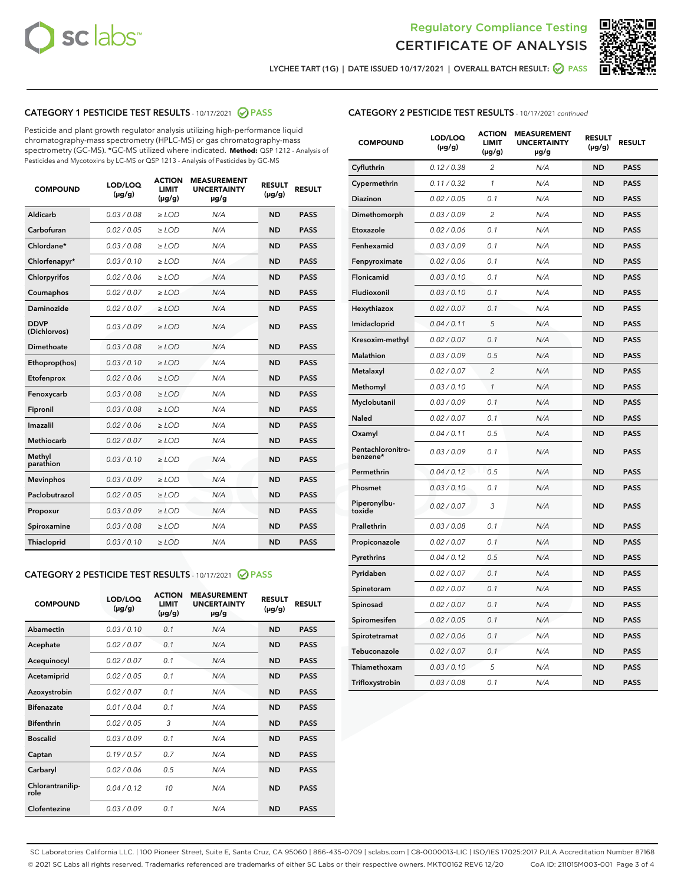Regulatory Compliance Testing
# CERTIFICATE OF ANALYSIS

LYCHEE TART (1G) | DATE ISSUED 10/17/2021 | OVERALL BATCH RESULT: PASS

## CATEGORY 1 PESTICIDE TEST RESULTS - 10/17/2021 PASS

Pesticide and plant growth regulator analysis utilizing high-performance liquid chromatography-mass spectrometry (HPLC-MS) or gas chromatography-mass spectrometry (GC-MS). *GC-MS utilized where indicated. **Method:** QSP 1212 - Analysis of Pesticides and Mycotoxins by LC-MS or QSP 1213 - Analysis of Pesticides by GC-MS

| COMPOUND | LOD/LOQ (µg/g) | ACTION LIMIT (µg/g) | MEASUREMENT UNCERTAINTY µg/g | RESULT (µg/g) | RESULT |
|---|---|---|---|---|---|
| Aldicarb | 0.03 / 0.08 | ≥ LOD | N/A | ND | PASS |
| Carbofuran | 0.02 / 0.05 | ≥ LOD | N/A | ND | PASS |
| Chlordane* | 0.03 / 0.08 | ≥ LOD | N/A | ND | PASS |
| Chlorfenapyr* | 0.03 / 0.10 | ≥ LOD | N/A | ND | PASS |
| Chlorpyrifos | 0.02 / 0.06 | ≥ LOD | N/A | ND | PASS |
| Coumaphos | 0.02 / 0.07 | ≥ LOD | N/A | ND | PASS |
| Daminozide | 0.02 / 0.07 | ≥ LOD | N/A | ND | PASS |
| DDVP (Dichlorvos) | 0.03 / 0.09 | ≥ LOD | N/A | ND | PASS |
| Dimethoate | 0.03 / 0.08 | ≥ LOD | N/A | ND | PASS |
| Ethoprop(hos) | 0.03 / 0.10 | ≥ LOD | N/A | ND | PASS |
| Etofenprox | 0.02 / 0.06 | ≥ LOD | N/A | ND | PASS |
| Fenoxycarb | 0.03 / 0.08 | ≥ LOD | N/A | ND | PASS |
| Fipronil | 0.03 / 0.08 | ≥ LOD | N/A | ND | PASS |
| Imazalil | 0.02 / 0.06 | ≥ LOD | N/A | ND | PASS |
| Methiocarb | 0.02 / 0.07 | ≥ LOD | N/A | ND | PASS |
| Methyl parathion | 0.03 / 0.10 | ≥ LOD | N/A | ND | PASS |
| Mevinphos | 0.03 / 0.09 | ≥ LOD | N/A | ND | PASS |
| Paclobutrazol | 0.02 / 0.05 | ≥ LOD | N/A | ND | PASS |
| Propoxur | 0.03 / 0.09 | ≥ LOD | N/A | ND | PASS |
| Spiroxamine | 0.03 / 0.08 | ≥ LOD | N/A | ND | PASS |
| Thiacloprid | 0.03 / 0.10 | ≥ LOD | N/A | ND | PASS |

## CATEGORY 2 PESTICIDE TEST RESULTS - 10/17/2021 PASS

| COMPOUND | LOD/LOQ (µg/g) | ACTION LIMIT (µg/g) | MEASUREMENT UNCERTAINTY µg/g | RESULT (µg/g) | RESULT |
|---|---|---|---|---|---|
| Abamectin | 0.03 / 0.10 | 0.1 | N/A | ND | PASS |
| Acephate | 0.02 / 0.07 | 0.1 | N/A | ND | PASS |
| Acequinocyl | 0.02 / 0.07 | 0.1 | N/A | ND | PASS |
| Acetamiprid | 0.02 / 0.05 | 0.1 | N/A | ND | PASS |
| Azoxystrobin | 0.02 / 0.07 | 0.1 | N/A | ND | PASS |
| Bifenazate | 0.01 / 0.04 | 0.1 | N/A | ND | PASS |
| Bifenthrin | 0.02 / 0.05 | 3 | N/A | ND | PASS |
| Boscalid | 0.03 / 0.09 | 0.1 | N/A | ND | PASS |
| Captan | 0.19 / 0.57 | 0.7 | N/A | ND | PASS |
| Carbaryl | 0.02 / 0.06 | 0.5 | N/A | ND | PASS |
| Chlorantraniliprole | 0.04 / 0.12 | 10 | N/A | ND | PASS |
| Clofentezine | 0.03 / 0.09 | 0.1 | N/A | ND | PASS |
| Cyfluthrin | 0.12 / 0.38 | 2 | N/A | ND | PASS |
| Cypermethrin | 0.11 / 0.32 | 1 | N/A | ND | PASS |
| Diazinon | 0.02 / 0.05 | 0.1 | N/A | ND | PASS |
| Dimethomorph | 0.03 / 0.09 | 2 | N/A | ND | PASS |
| Etoxazole | 0.02 / 0.06 | 0.1 | N/A | ND | PASS |
| Fenhexamid | 0.03 / 0.09 | 0.1 | N/A | ND | PASS |
| Fenpyroximate | 0.02 / 0.06 | 0.1 | N/A | ND | PASS |
| Flonicamid | 0.03 / 0.10 | 0.1 | N/A | ND | PASS |
| Fludioxonil | 0.03 / 0.10 | 0.1 | N/A | ND | PASS |
| Hexythiazox | 0.02 / 0.07 | 0.1 | N/A | ND | PASS |
| Imidacloprid | 0.04 / 0.11 | 5 | N/A | ND | PASS |
| Kresoxim-methyl | 0.02 / 0.07 | 0.1 | N/A | ND | PASS |
| Malathion | 0.03 / 0.09 | 0.5 | N/A | ND | PASS |
| Metalaxyl | 0.02 / 0.07 | 2 | N/A | ND | PASS |
| Methomyl | 0.03 / 0.10 | 1 | N/A | ND | PASS |
| Myclobutanil | 0.03 / 0.09 | 0.1 | N/A | ND | PASS |
| Naled | 0.02 / 0.07 | 0.1 | N/A | ND | PASS |
| Oxamyl | 0.04 / 0.11 | 0.5 | N/A | ND | PASS |
| Pentachloronitrobenzene* | 0.03 / 0.09 | 0.1 | N/A | ND | PASS |
| Permethrin | 0.04 / 0.12 | 0.5 | N/A | ND | PASS |
| Phosmet | 0.03 / 0.10 | 0.1 | N/A | ND | PASS |
| Piperonylbutoxide | 0.02 / 0.07 | 3 | N/A | ND | PASS |
| Prallethrin | 0.03 / 0.08 | 0.1 | N/A | ND | PASS |
| Propiconazole | 0.02 / 0.07 | 0.1 | N/A | ND | PASS |
| Pyrethrins | 0.04 / 0.12 | 0.5 | N/A | ND | PASS |
| Pyridaben | 0.02 / 0.07 | 0.1 | N/A | ND | PASS |
| Spinetoram | 0.02 / 0.07 | 0.1 | N/A | ND | PASS |
| Spinosad | 0.02 / 0.07 | 0.1 | N/A | ND | PASS |
| Spiromesifen | 0.02 / 0.05 | 0.1 | N/A | ND | PASS |
| Spirotetramat | 0.02 / 0.06 | 0.1 | N/A | ND | PASS |
| Tebuconazole | 0.02 / 0.07 | 0.1 | N/A | ND | PASS |
| Thiamethoxam | 0.03 / 0.10 | 5 | N/A | ND | PASS |
| Trifloxystrobin | 0.03 / 0.08 | 0.1 | N/A | ND | PASS |

SC Laboratories California LLC. | 100 Pioneer Street, Suite E, Santa Cruz, CA 95060 | 866-435-0709 | sclabs.com | C8-0000013-LIC | ISO/IES 17025:2017 PJLA Accreditation Number 87168
© 2021 SC Labs all rights reserved. Trademarks referenced are trademarks of either SC Labs or their respective owners. MKT00162 REV6 12/20 CoA ID: 211015M003-001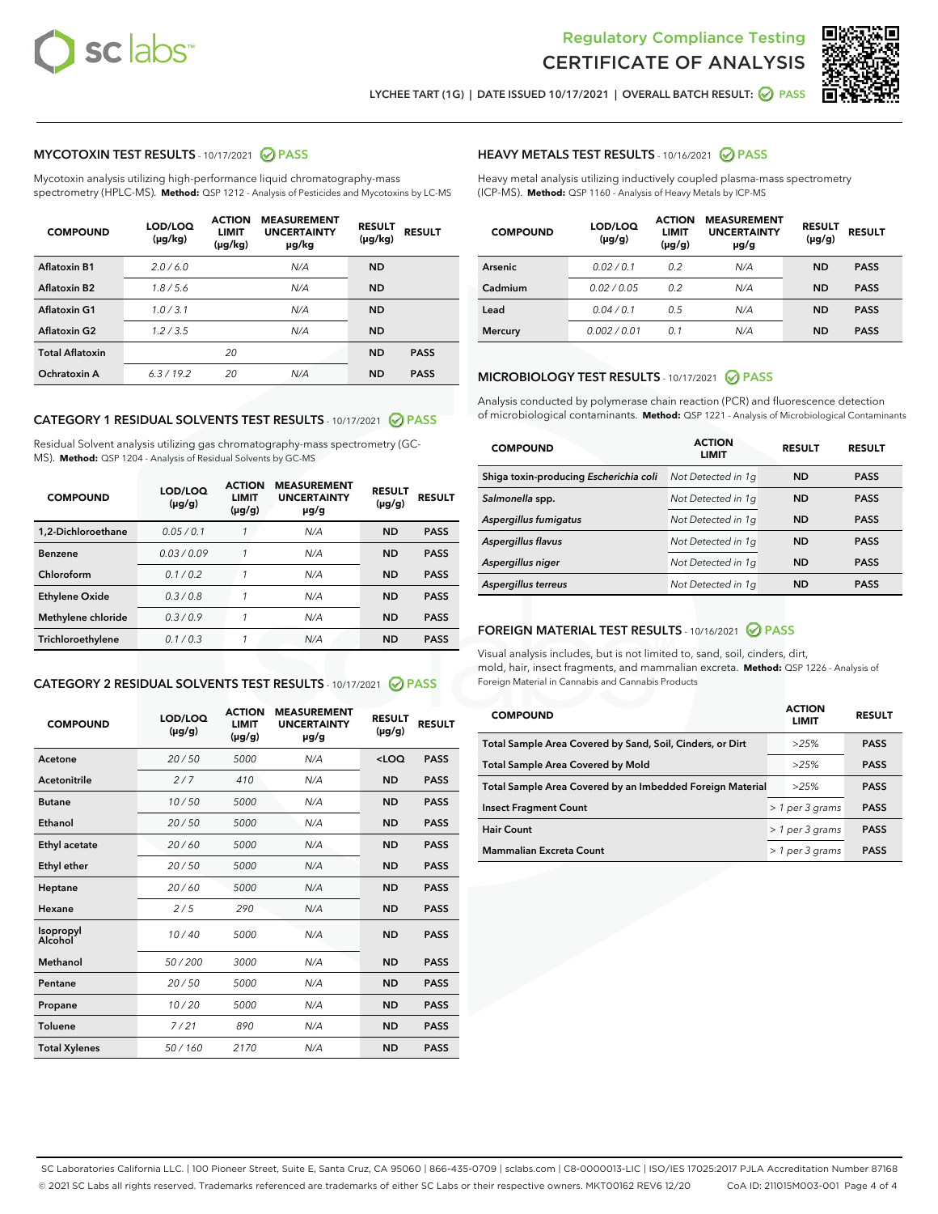# Regulatory Compliance Testing
# CERTIFICATE OF ANALYSIS

LYCHEE TART (1G) | DATE ISSUED 10/17/2021 | OVERALL BATCH RESULT: PASS

## MYCOTOXIN TEST RESULTS - 10/17/2021 PASS

Mycotoxin analysis utilizing high-performance liquid chromatography-mass spectrometry (HPLC-MS). **Method:** QSP 1212 - Analysis of Pesticides and Mycotoxins by LC-MS

| COMPOUND | LOD/LOQ (μg/kg) | ACTION LIMIT (μg/kg) | MEASUREMENT UNCERTAINTY μg/kg | RESULT (μg/kg) | RESULT |
|---|---|---|---|---|---|
| Aflatoxin B1 | 2.0 / 6.0 | | N/A | ND | |
| Aflatoxin B2 | 1.8 / 5.6 | | N/A | ND | |
| Aflatoxin G1 | 1.0 / 3.1 | | N/A | ND | |
| Aflatoxin G2 | 1.2 / 3.5 | | N/A | ND | |
| Total Aflatoxin | | 20 | | ND | PASS |
| Ochratoxin A | 6.3 / 19.2 | 20 | N/A | ND | PASS |

## CATEGORY 1 RESIDUAL SOLVENTS TEST RESULTS - 10/17/2021 PASS

Residual Solvent analysis utilizing gas chromatography-mass spectrometry (GC-MS). **Method:** QSP 1204 - Analysis of Residual Solvents by GC-MS

| COMPOUND | LOD/LOQ (μg/g) | ACTION LIMIT (μg/g) | MEASUREMENT UNCERTAINTY μg/g | RESULT (μg/g) | RESULT |
|---|---|---|---|---|---|
| 1,2-Dichloroethane | 0.05 / 0.1 | 1 | N/A | ND | PASS |
| Benzene | 0.03 / 0.09 | 1 | N/A | ND | PASS |
| Chloroform | 0.1 / 0.2 | 1 | N/A | ND | PASS |
| Ethylene Oxide | 0.3 / 0.8 | 1 | N/A | ND | PASS |
| Methylene chloride | 0.3 / 0.9 | 1 | N/A | ND | PASS |
| Trichloroethylene | 0.1 / 0.3 | 1 | N/A | ND | PASS |

## CATEGORY 2 RESIDUAL SOLVENTS TEST RESULTS - 10/17/2021 PASS

| COMPOUND | LOD/LOQ (μg/g) | ACTION LIMIT (μg/g) | MEASUREMENT UNCERTAINTY μg/g | RESULT (μg/g) | RESULT |
|---|---|---|---|---|---|
| Acetone | 20 / 50 | 5000 | N/A | <LOQ | PASS |
| Acetonitrile | 2 / 7 | 410 | N/A | ND | PASS |
| Butane | 10 / 50 | 5000 | N/A | ND | PASS |
| Ethanol | 20 / 50 | 5000 | N/A | ND | PASS |
| Ethyl acetate | 20 / 60 | 5000 | N/A | ND | PASS |
| Ethyl ether | 20 / 50 | 5000 | N/A | ND | PASS |
| Heptane | 20 / 60 | 5000 | N/A | ND | PASS |
| Hexane | 2 / 5 | 290 | N/A | ND | PASS |
| Isopropyl Alcohol | 10 / 40 | 5000 | N/A | ND | PASS |
| Methanol | 50 / 200 | 3000 | N/A | ND | PASS |
| Pentane | 20 / 50 | 5000 | N/A | ND | PASS |
| Propane | 10 / 20 | 5000 | N/A | ND | PASS |
| Toluene | 7 / 21 | 890 | N/A | ND | PASS |
| Total Xylenes | 50 / 160 | 2170 | N/A | ND | PASS |

## HEAVY METALS TEST RESULTS - 10/16/2021 PASS

Heavy metal analysis utilizing inductively coupled plasma-mass spectrometry (ICP-MS). **Method:** QSP 1160 - Analysis of Heavy Metals by ICP-MS

| COMPOUND | LOD/LOQ (μg/g) | ACTION LIMIT (μg/g) | MEASUREMENT UNCERTAINTY μg/g | RESULT (μg/g) | RESULT |
|---|---|---|---|---|---|
| Arsenic | 0.02 / 0.1 | 0.2 | N/A | ND | PASS |
| Cadmium | 0.02 / 0.05 | 0.2 | N/A | ND | PASS |
| Lead | 0.04 / 0.1 | 0.5 | N/A | ND | PASS |
| Mercury | 0.002 / 0.01 | 0.1 | N/A | ND | PASS |

## MICROBIOLOGY TEST RESULTS - 10/17/2021 PASS

Analysis conducted by polymerase chain reaction (PCR) and fluorescence detection of microbiological contaminants. **Method:** QSP 1221 - Analysis of Microbiological Contaminants

| COMPOUND | ACTION LIMIT | RESULT | RESULT |
|---|---|---|---|
| Shiga toxin-producing *Escherichia coli* | Not Detected in 1g | ND | PASS |
| *Salmonella* spp. | Not Detected in 1g | ND | PASS |
| *Aspergillus fumigatus* | Not Detected in 1g | ND | PASS |
| *Aspergillus flavus* | Not Detected in 1g | ND | PASS |
| *Aspergillus niger* | Not Detected in 1g | ND | PASS |
| *Aspergillus terreus* | Not Detected in 1g | ND | PASS |

## FOREIGN MATERIAL TEST RESULTS - 10/16/2021 PASS

Visual analysis includes, but is not limited to, sand, soil, cinders, dirt, mold, hair, insect fragments, and mammalian excreta. **Method:** QSP 1226 - Analysis of Foreign Material in Cannabis and Cannabis Products

| COMPOUND | ACTION LIMIT | RESULT |
|---|---|---|
| Total Sample Area Covered by Sand, Soil, Cinders, or Dirt | >25% | PASS |
| Total Sample Area Covered by Mold | >25% | PASS |
| Total Sample Area Covered by an Imbedded Foreign Material | >25% | PASS |
| Insect Fragment Count | > 1 per 3 grams | PASS |
| Hair Count | > 1 per 3 grams | PASS |
| Mammalian Excreta Count | > 1 per 3 grams | PASS |

SC Laboratories California LLC. | 100 Pioneer Street, Suite E, Santa Cruz, CA 95060 | 866-435-0709 | sclabs.com | C8-0000013-LIC | ISO/IES 17025:2017 PJLA Accreditation Number 87168
© 2021 SC Labs all rights reserved. Trademarks referenced are trademarks of either SC Labs or their respective owners. MKT00162 REV6 12/20 CoA ID: 211015M003-001